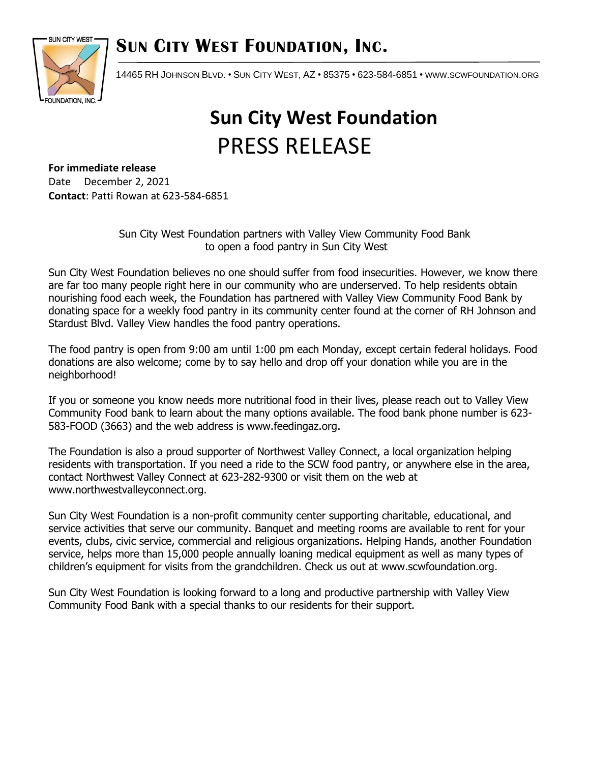# Sun City West Foundation, Inc.

14465 RH Johnson Blvd. • Sun City West, AZ • 85375 • 623-584-6851 • www.scwfoundation.org

# Sun City West Foundation
## PRESS RELEASE

**For immediate release**
Date December 2, 2021
**Contact**: Patti Rowan at 623-584-6851

Sun City West Foundation partners with Valley View Community Food Bank to open a food pantry in Sun City West

Sun City West Foundation believes no one should suffer from food insecurities. However, we know there are far too many people right here in our community who are underserved. To help residents obtain nourishing food each week, the Foundation has partnered with Valley View Community Food Bank by donating space for a weekly food pantry in its community center found at the corner of RH Johnson and Stardust Blvd. Valley View handles the food pantry operations.

The food pantry is open from 9:00 am until 1:00 pm each Monday, except certain federal holidays. Food donations are also welcome; come by to say hello and drop off your donation while you are in the neighborhood!

If you or someone you know needs more nutritional food in their lives, please reach out to Valley View Community Food bank to learn about the many options available. The food bank phone number is 623-583-FOOD (3663) and the web address is www.feedingaz.org.

The Foundation is also a proud supporter of Northwest Valley Connect, a local organization helping residents with transportation. If you need a ride to the SCW food pantry, or anywhere else in the area, contact Northwest Valley Connect at 623-282-9300 or visit them on the web at www.northwestvalleyconnect.org.

Sun City West Foundation is a non-profit community center supporting charitable, educational, and service activities that serve our community. Banquet and meeting rooms are available to rent for your events, clubs, civic service, commercial and religious organizations. Helping Hands, another Foundation service, helps more than 15,000 people annually loaning medical equipment as well as many types of children's equipment for visits from the grandchildren. Check us out at www.scwfoundation.org.

Sun City West Foundation is looking forward to a long and productive partnership with Valley View Community Food Bank with a special thanks to our residents for their support.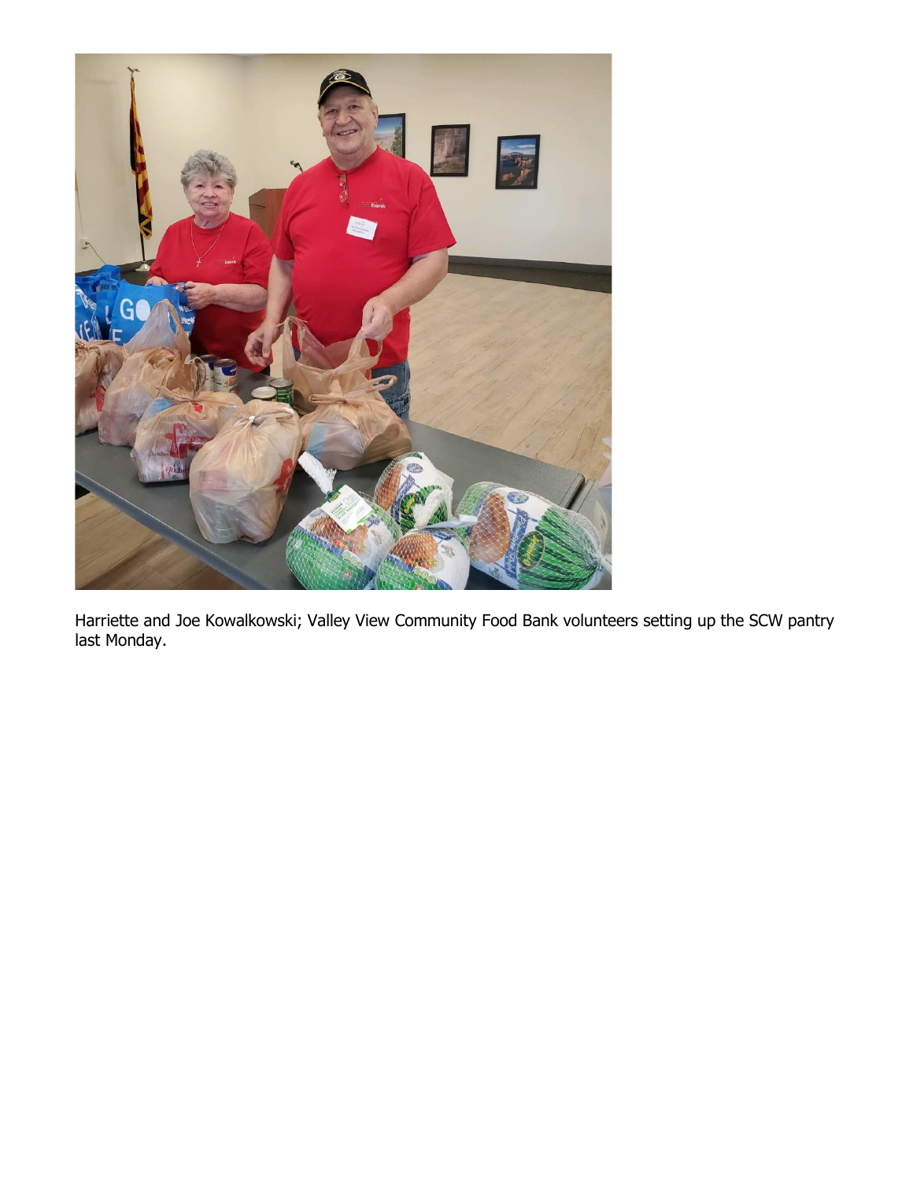Harriette and Joe Kowalkowski; Valley View Community Food Bank volunteers setting up the SCW pantry last Monday.